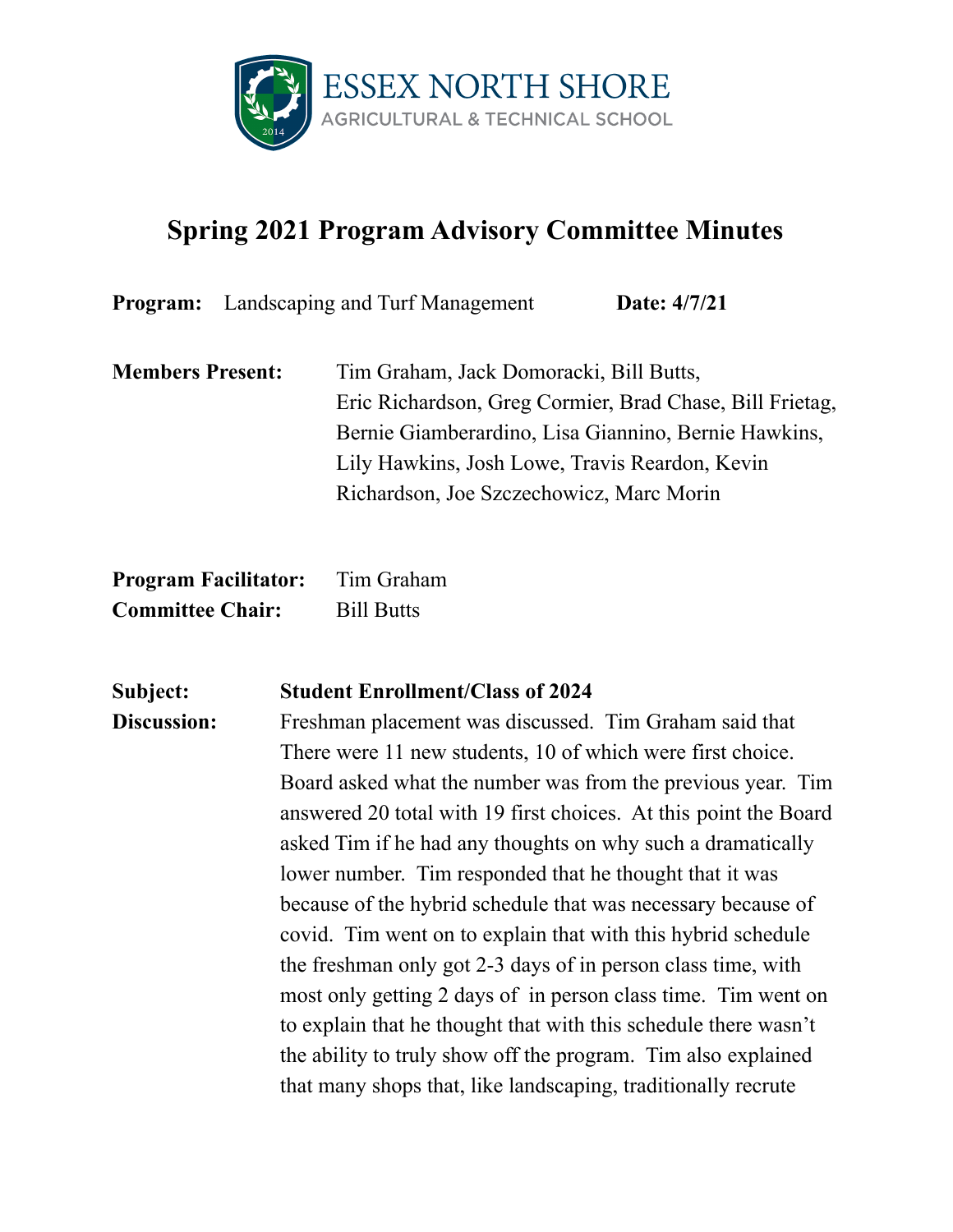ESSEX NORTH SHORE
AGRICULTURAL & TECHNICAL SCHOOL

# Spring 2021 Program Advisory Committee Minutes

**Program:** Landscaping and Turf Management **Date: 4/7/21**

**Members Present:** Tim Graham, Jack Domoracki, Bill Butts, Eric Richardson, Greg Cormier, Brad Chase, Bill Frietag, Bernie Giamberardino, Lisa Giannino, Bernie Hawkins, Lily Hawkins, Josh Lowe, Travis Reardon, Kevin Richardson, Joe Szczechowicz, Marc Morin

**Program Facilitator:** Tim Graham
**Committee Chair:** Bill Butts

**Subject:** **Student Enrollment/Class of 2024**

**Discussion:** Freshman placement was discussed. Tim Graham said that There were 11 new students, 10 of which were first choice. Board asked what the number was from the previous year. Tim answered 20 total with 19 first choices. At this point the Board asked Tim if he had any thoughts on why such a dramatically lower number. Tim responded that he thought that it was because of the hybrid schedule that was necessary because of covid. Tim went on to explain that with this hybrid schedule the freshman only got 2-3 days of in person class time, with most only getting 2 days of in person class time. Tim went on to explain that he thought that with this schedule there wasn't the ability to truly show off the program. Tim also explained that many shops that, like landscaping, traditionally recrute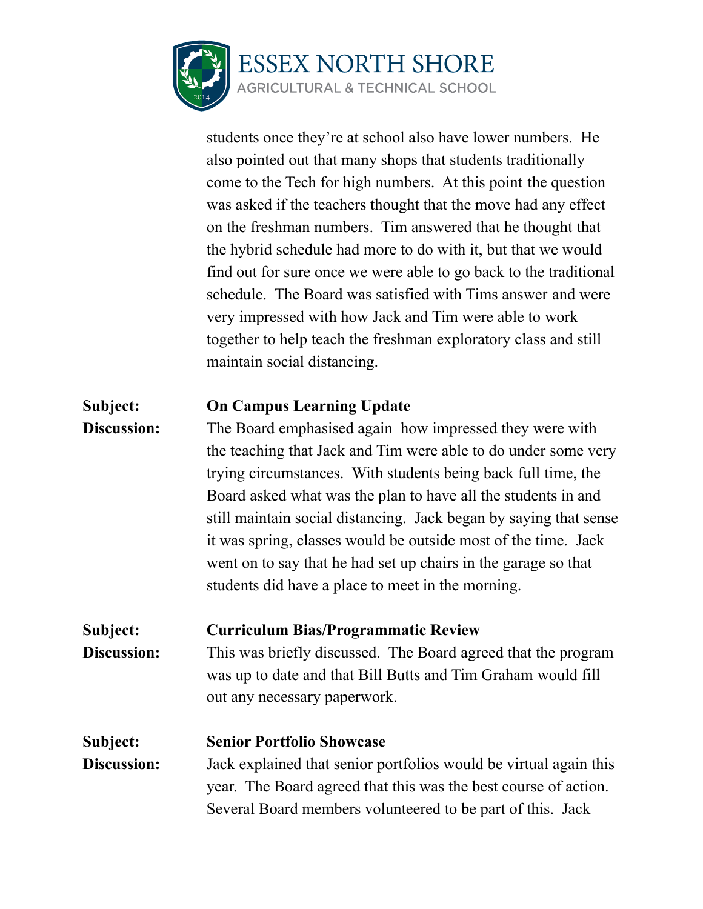students once they're at school also have lower numbers. He also pointed out that many shops that students traditionally come to the Tech for high numbers. At this point the question was asked if the teachers thought that the move had any effect on the freshman numbers. Tim answered that he thought that the hybrid schedule had more to do with it, but that we would find out for sure once we were able to go back to the traditional schedule. The Board was satisfied with Tims answer and were very impressed with how Jack and Tim were able to work together to help teach the freshman exploratory class and still maintain social distancing.

**Subject:** **On Campus Learning Update**

**Discussion:** The Board emphasised again how impressed they were with the teaching that Jack and Tim were able to do under some very trying circumstances. With students being back full time, the Board asked what was the plan to have all the students in and still maintain social distancing. Jack began by saying that sense it was spring, classes would be outside most of the time. Jack went on to say that he had set up chairs in the garage so that students did have a place to meet in the morning.

**Subject:** **Curriculum Bias/Programmatic Review**

**Discussion:** This was briefly discussed. The Board agreed that the program was up to date and that Bill Butts and Tim Graham would fill out any necessary paperwork.

**Subject:** **Senior Portfolio Showcase**

**Discussion:** Jack explained that senior portfolios would be virtual again this year. The Board agreed that this was the best course of action. Several Board members volunteered to be part of this. Jack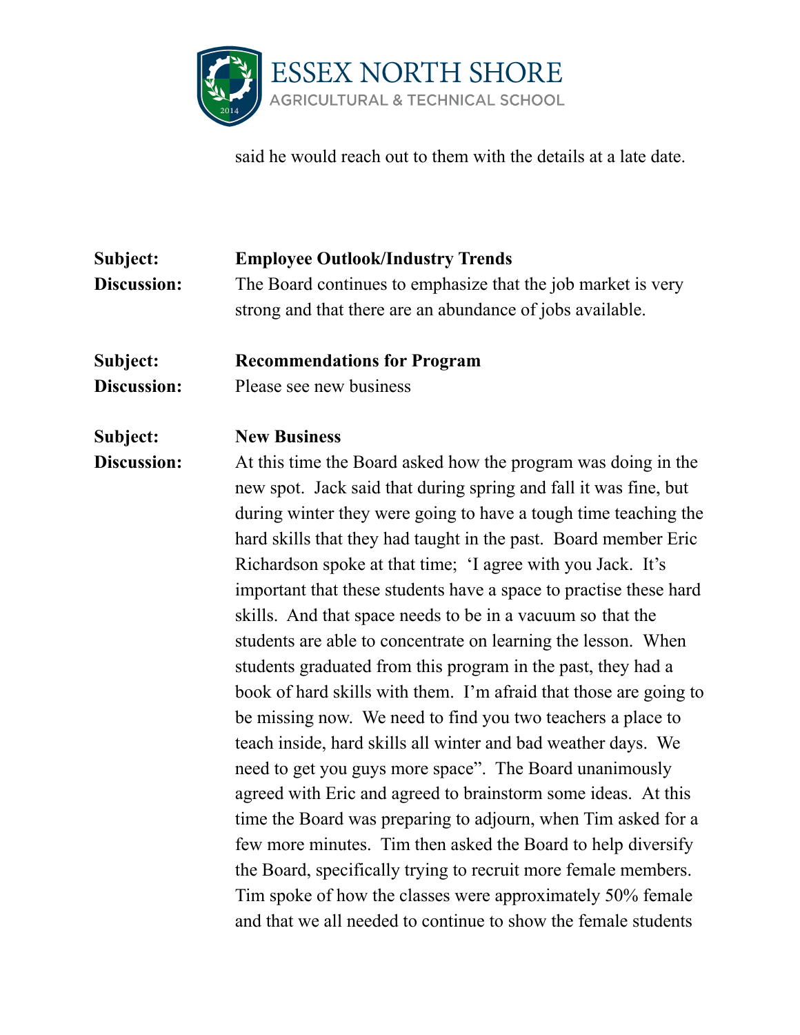said he would reach out to them with the details at a late date.

**Subject:** **Employee Outlook/Industry Trends**
**Discussion:** The Board continues to emphasize that the job market is very strong and that there are an abundance of jobs available.

**Subject:** **Recommendations for Program**
**Discussion:** Please see new business

**Subject:** **New Business**
**Discussion:** At this time the Board asked how the program was doing in the new spot. Jack said that during spring and fall it was fine, but during winter they were going to have a tough time teaching the hard skills that they had taught in the past. Board member Eric Richardson spoke at that time; 'I agree with you Jack. It's important that these students have a space to practise these hard skills. And that space needs to be in a vacuum so that the students are able to concentrate on learning the lesson. When students graduated from this program in the past, they had a book of hard skills with them. I'm afraid that those are going to be missing now. We need to find you two teachers a place to teach inside, hard skills all winter and bad weather days. We need to get you guys more space". The Board unanimously agreed with Eric and agreed to brainstorm some ideas. At this time the Board was preparing to adjourn, when Tim asked for a few more minutes. Tim then asked the Board to help diversify the Board, specifically trying to recruit more female members. Tim spoke of how the classes were approximately 50% female and that we all needed to continue to show the female students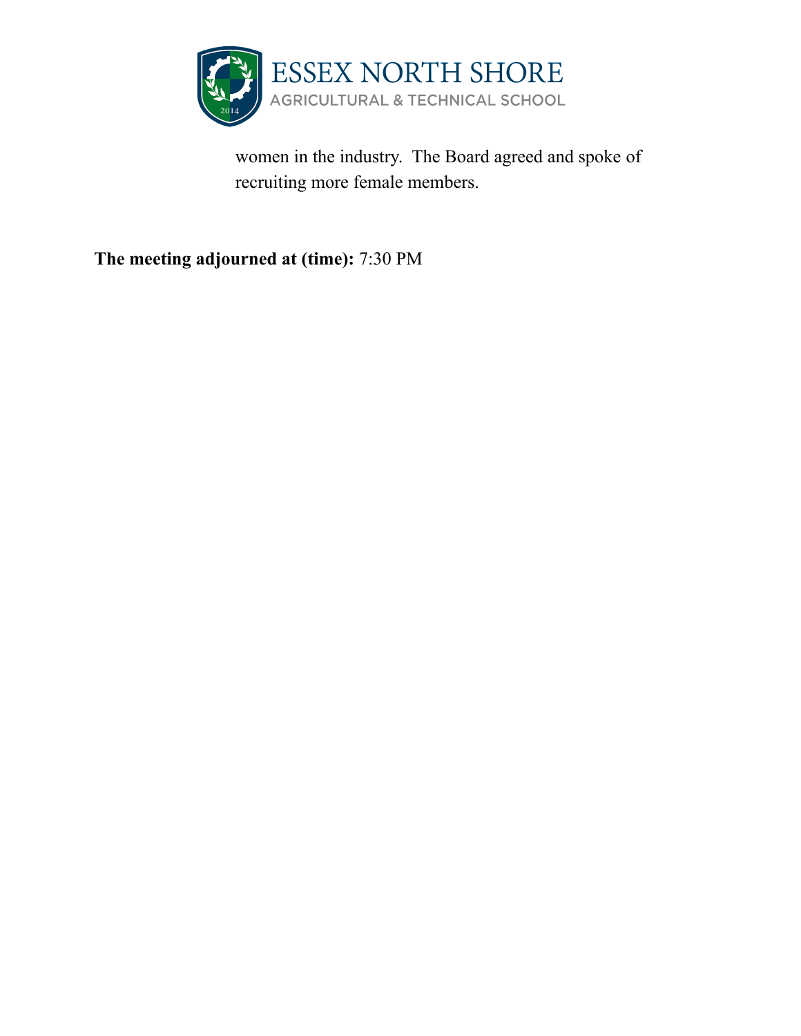women in the industry.  The Board agreed and spoke of recruiting more female members.

**The meeting adjourned at (time):** 7:30 PM